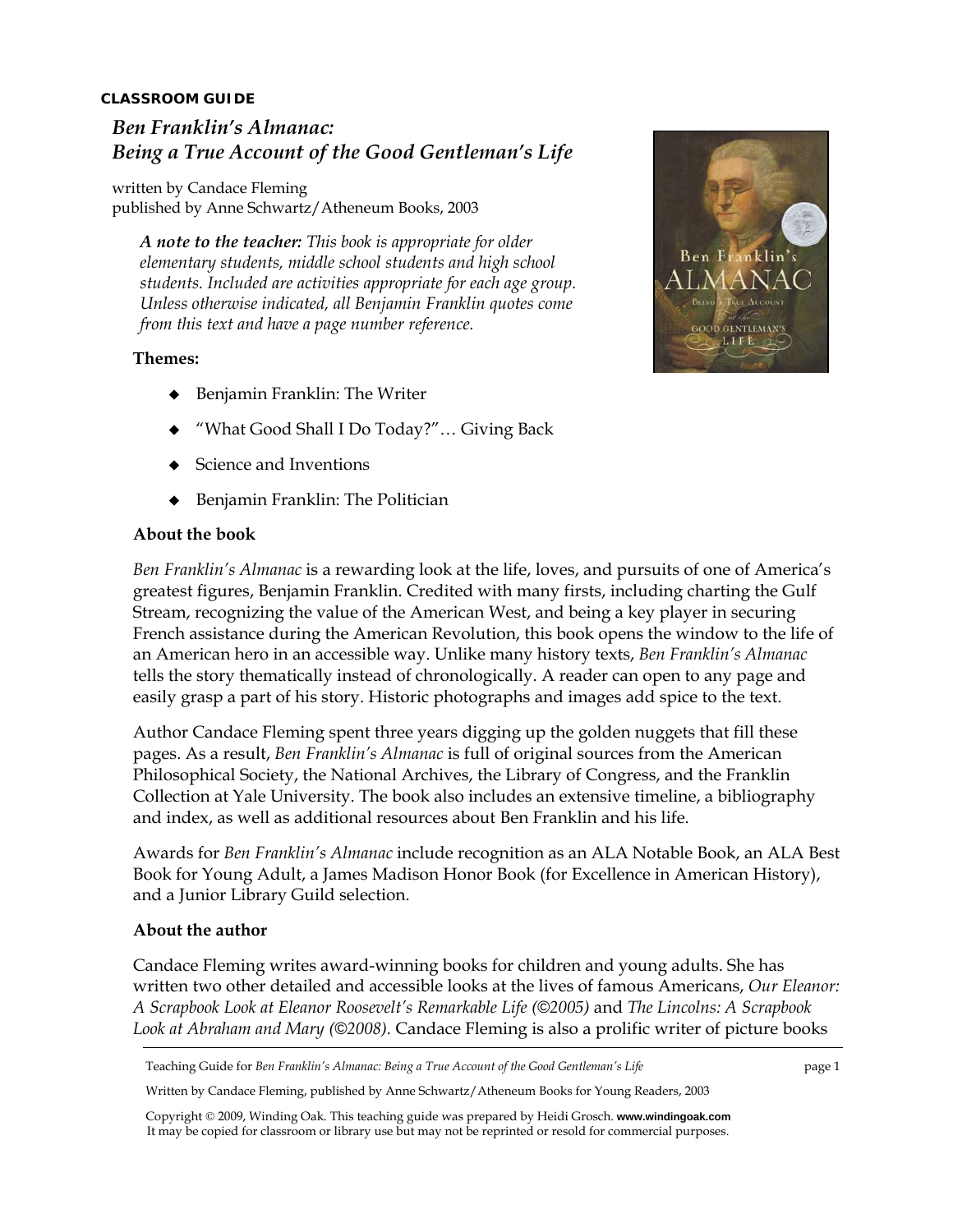**CLASSROOM GUIDE**

# *Ben Franklin's Almanac: Being a True Account of the Good Gentleman's Life*

written by Candace Fleming
published by Anne Schwartz/Atheneum Books, 2003

***A note to the teacher:*** *This book is appropriate for older elementary students, middle school students and high school students. Included are activities appropriate for each age group. Unless otherwise indicated, all Benjamin Franklin quotes come from this text and have a page number reference.*

**Themes:**

- Benjamin Franklin: The Writer
- "What Good Shall I Do Today?"… Giving Back
- Science and Inventions
- Benjamin Franklin: The Politician

## About the book

*Ben Franklin's Almanac* is a rewarding look at the life, loves, and pursuits of one of America's greatest figures, Benjamin Franklin. Credited with many firsts, including charting the Gulf Stream, recognizing the value of the American West, and being a key player in securing French assistance during the American Revolution, this book opens the window to the life of an American hero in an accessible way. Unlike many history texts, *Ben Franklin's Almanac* tells the story thematically instead of chronologically. A reader can open to any page and easily grasp a part of his story. Historic photographs and images add spice to the text.

Author Candace Fleming spent three years digging up the golden nuggets that fill these pages. As a result, *Ben Franklin's Almanac* is full of original sources from the American Philosophical Society, the National Archives, the Library of Congress, and the Franklin Collection at Yale University. The book also includes an extensive timeline, a bibliography and index, as well as additional resources about Ben Franklin and his life.

Awards for *Ben Franklin's Almanac* include recognition as an ALA Notable Book, an ALA Best Book for Young Adult, a James Madison Honor Book (for Excellence in American History), and a Junior Library Guild selection.

## About the author

Candace Fleming writes award-winning books for children and young adults. She has written two other detailed and accessible looks at the lives of famous Americans, *Our Eleanor: A Scrapbook Look at Eleanor Roosevelt's Remarkable Life (©2005)* and *The Lincolns: A Scrapbook Look at Abraham and Mary (©2008).* Candace Fleming is also a prolific writer of picture books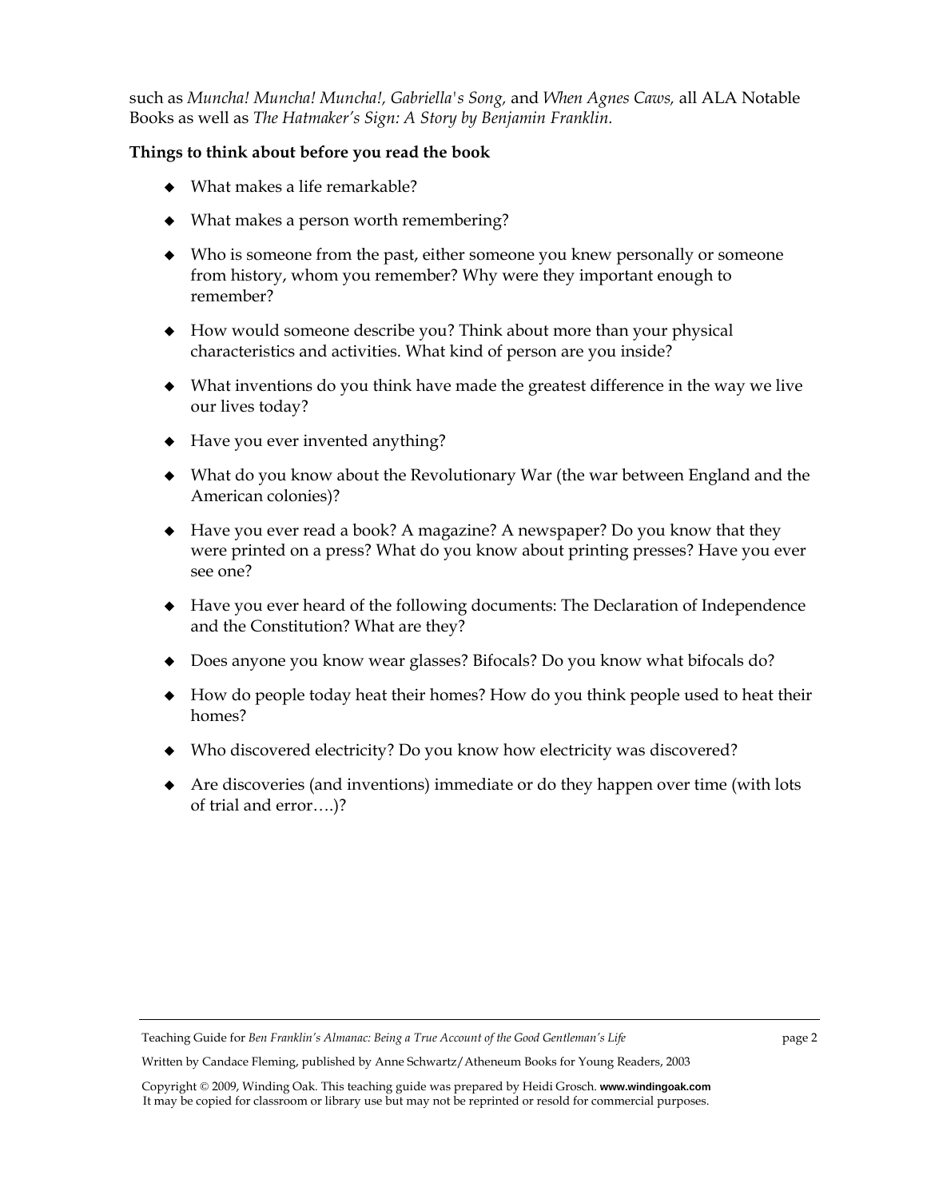such as *Muncha! Muncha! Muncha!*, *Gabriella's Song,* and *When Agnes Caws,* all ALA Notable Books as well as *The Hatmaker's Sign: A Story by Benjamin Franklin.*

**Things to think about before you read the book**

- What makes a life remarkable?
- What makes a person worth remembering?
- Who is someone from the past, either someone you knew personally or someone from history, whom you remember? Why were they important enough to remember?
- How would someone describe you? Think about more than your physical characteristics and activities. What kind of person are you inside?
- What inventions do you think have made the greatest difference in the way we live our lives today?
- Have you ever invented anything?
- What do you know about the Revolutionary War (the war between England and the American colonies)?
- Have you ever read a book? A magazine? A newspaper? Do you know that they were printed on a press? What do you know about printing presses? Have you ever see one?
- Have you ever heard of the following documents: The Declaration of Independence and the Constitution? What are they?
- Does anyone you know wear glasses? Bifocals? Do you know what bifocals do?
- How do people today heat their homes? How do you think people used to heat their homes?
- Who discovered electricity? Do you know how electricity was discovered?
- Are discoveries (and inventions) immediate or do they happen over time (with lots of trial and error….)?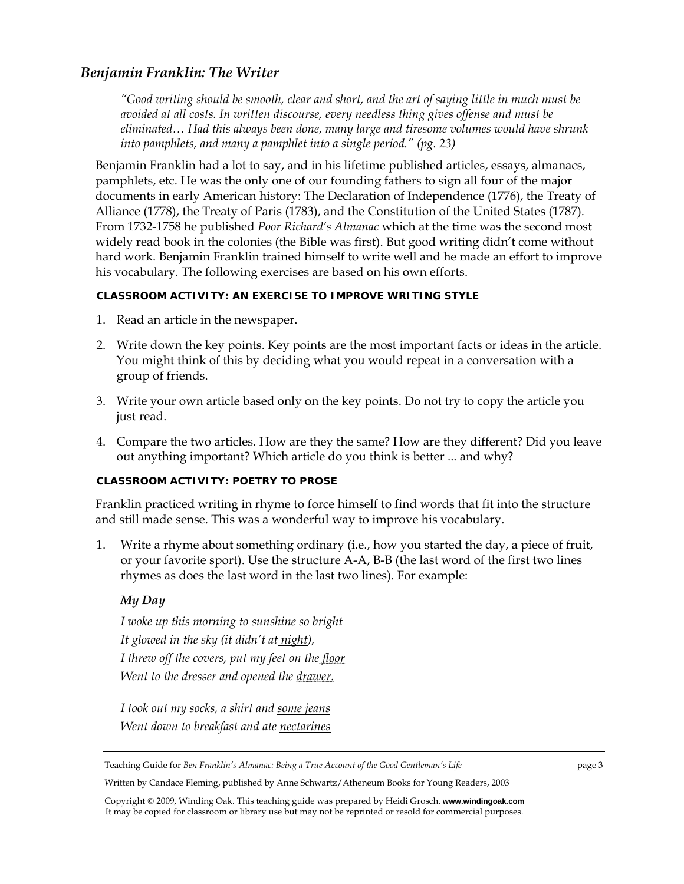## *Benjamin Franklin: The Writer*

> *"Good writing should be smooth, clear and short, and the art of saying little in much must be avoided at all costs. In written discourse, every needless thing gives offense and must be eliminated… Had this always been done, many large and tiresome volumes would have shrunk into pamphlets, and many a pamphlet into a single period." (pg. 23)*

Benjamin Franklin had a lot to say, and in his lifetime published articles, essays, almanacs, pamphlets, etc. He was the only one of our founding fathers to sign all four of the major documents in early American history: The Declaration of Independence (1776), the Treaty of Alliance (1778), the Treaty of Paris (1783), and the Constitution of the United States (1787). From 1732-1758 he published *Poor Richard's Almanac* which at the time was the second most widely read book in the colonies (the Bible was first). But good writing didn't come without hard work. Benjamin Franklin trained himself to write well and he made an effort to improve his vocabulary. The following exercises are based on his own efforts.

#### CLASSROOM ACTIVITY: AN EXERCISE TO IMPROVE WRITING STYLE

1. Read an article in the newspaper.
2. Write down the key points. Key points are the most important facts or ideas in the article. You might think of this by deciding what you would repeat in a conversation with a group of friends.
3. Write your own article based only on the key points. Do not try to copy the article you just read.
4. Compare the two articles. How are they the same? How are they different? Did you leave out anything important? Which article do you think is better ... and why?

#### CLASSROOM ACTIVITY: POETRY TO PROSE

Franklin practiced writing in rhyme to force himself to find words that fit into the structure and still made sense. This was a wonderful way to improve his vocabulary.

1. Write a rhyme about something ordinary (i.e., how you started the day, a piece of fruit, or your favorite sport). Use the structure A-A, B-B (the last word of the first two lines rhymes as does the last word in the last two lines). For example:

   ***My Day***

   *I woke up this morning to sunshine so bright*
   *It glowed in the sky (it didn't at night),*
   *I threw off the covers, put my feet on the floor*
   *Went to the dresser and opened the drawer.*

   *I took out my socks, a shirt and some jeans*
   *Went down to breakfast and ate nectarines*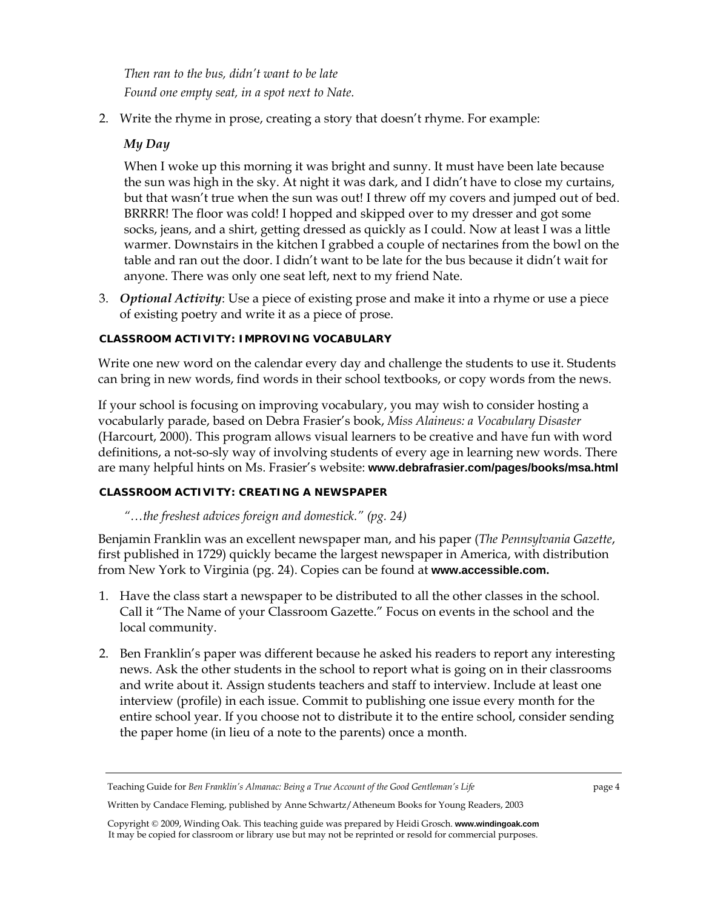*Then ran to the bus, didn't want to be late*
*Found one empty seat, in a spot next to Nate.*

2. Write the rhyme in prose, creating a story that doesn't rhyme. For example:

   ***My Day***

   When I woke up this morning it was bright and sunny. It must have been late because the sun was high in the sky. At night it was dark, and I didn't have to close my curtains, but that wasn't true when the sun was out! I threw off my covers and jumped out of bed. BRRRR! The floor was cold! I hopped and skipped over to my dresser and got some socks, jeans, and a shirt, getting dressed as quickly as I could. Now at least I was a little warmer. Downstairs in the kitchen I grabbed a couple of nectarines from the bowl on the table and ran out the door. I didn't want to be late for the bus because it didn't wait for anyone. There was only one seat left, next to my friend Nate.

3. ***Optional Activity***: Use a piece of existing prose and make it into a rhyme or use a piece of existing poetry and write it as a piece of prose.

#### CLASSROOM ACTIVITY: IMPROVING VOCABULARY

Write one new word on the calendar every day and challenge the students to use it. Students can bring in new words, find words in their school textbooks, or copy words from the news.

If your school is focusing on improving vocabulary, you may wish to consider hosting a vocabulary parade, based on Debra Frasier's book, *Miss Alaineus: a Vocabulary Disaster* (Harcourt, 2000). This program allows visual learners to be creative and have fun with word definitions, a not-so-sly way of involving students of every age in learning new words. There are many helpful hints on Ms. Frasier's website: **www.debrafrasier.com/pages/books/msa.html**

#### CLASSROOM ACTIVITY: CREATING A NEWSPAPER

*"…the freshest advices foreign and domestick." (pg. 24)*

Benjamin Franklin was an excellent newspaper man, and his paper (*The Pennsylvania Gazette*, first published in 1729) quickly became the largest newspaper in America, with distribution from New York to Virginia (pg. 24). Copies can be found at **www.accessible.com.**

1. Have the class start a newspaper to be distributed to all the other classes in the school. Call it "The Name of your Classroom Gazette." Focus on events in the school and the local community.

2. Ben Franklin's paper was different because he asked his readers to report any interesting news. Ask the other students in the school to report what is going on in their classrooms and write about it. Assign students teachers and staff to interview. Include at least one interview (profile) in each issue. Commit to publishing one issue every month for the entire school year. If you choose not to distribute it to the entire school, consider sending the paper home (in lieu of a note to the parents) once a month.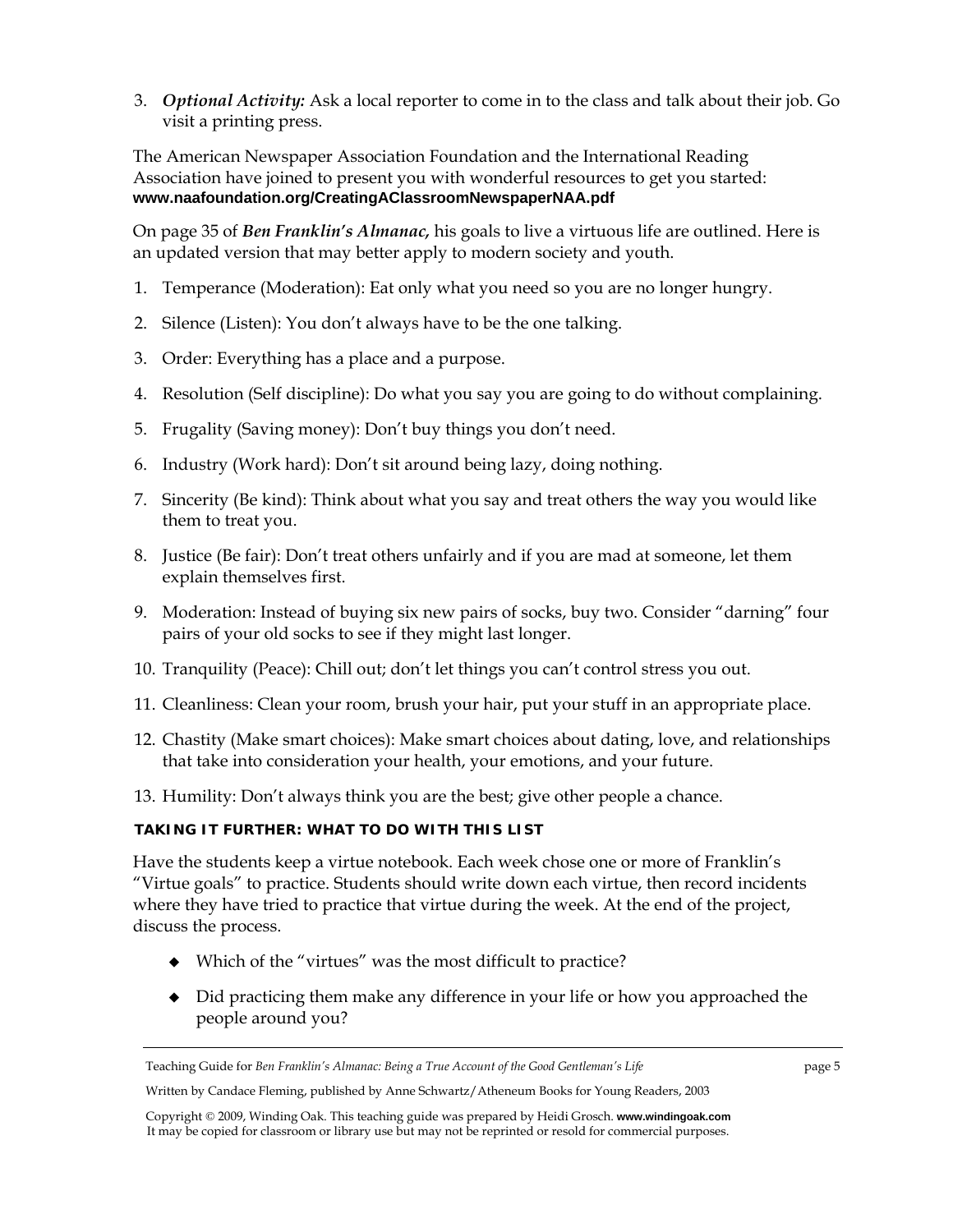3. ***Optional Activity:*** Ask a local reporter to come in to the class and talk about their job. Go visit a printing press.

The American Newspaper Association Foundation and the International Reading Association have joined to present you with wonderful resources to get you started: **www.naafoundation.org/CreatingAClassroomNewspaperNAA.pdf**

On page 35 of ***Ben Franklin's Almanac,*** his goals to live a virtuous life are outlined. Here is an updated version that may better apply to modern society and youth.

1. Temperance (Moderation): Eat only what you need so you are no longer hungry.
2. Silence (Listen): You don't always have to be the one talking.
3. Order: Everything has a place and a purpose.
4. Resolution (Self discipline): Do what you say you are going to do without complaining.
5. Frugality (Saving money): Don't buy things you don't need.
6. Industry (Work hard): Don't sit around being lazy, doing nothing.
7. Sincerity (Be kind): Think about what you say and treat others the way you would like them to treat you.
8. Justice (Be fair): Don't treat others unfairly and if you are mad at someone, let them explain themselves first.
9. Moderation: Instead of buying six new pairs of socks, buy two. Consider "darning" four pairs of your old socks to see if they might last longer.
10. Tranquility (Peace): Chill out; don't let things you can't control stress you out.
11. Cleanliness: Clean your room, brush your hair, put your stuff in an appropriate place.
12. Chastity (Make smart choices): Make smart choices about dating, love, and relationships that take into consideration your health, your emotions, and your future.
13. Humility: Don't always think you are the best; give other people a chance.

### TAKING IT FURTHER: WHAT TO DO WITH THIS LIST

Have the students keep a virtue notebook. Each week chose one or more of Franklin's "Virtue goals" to practice. Students should write down each virtue, then record incidents where they have tried to practice that virtue during the week. At the end of the project, discuss the process.

- Which of the "virtues" was the most difficult to practice?
- Did practicing them make any difference in your life or how you approached the people around you?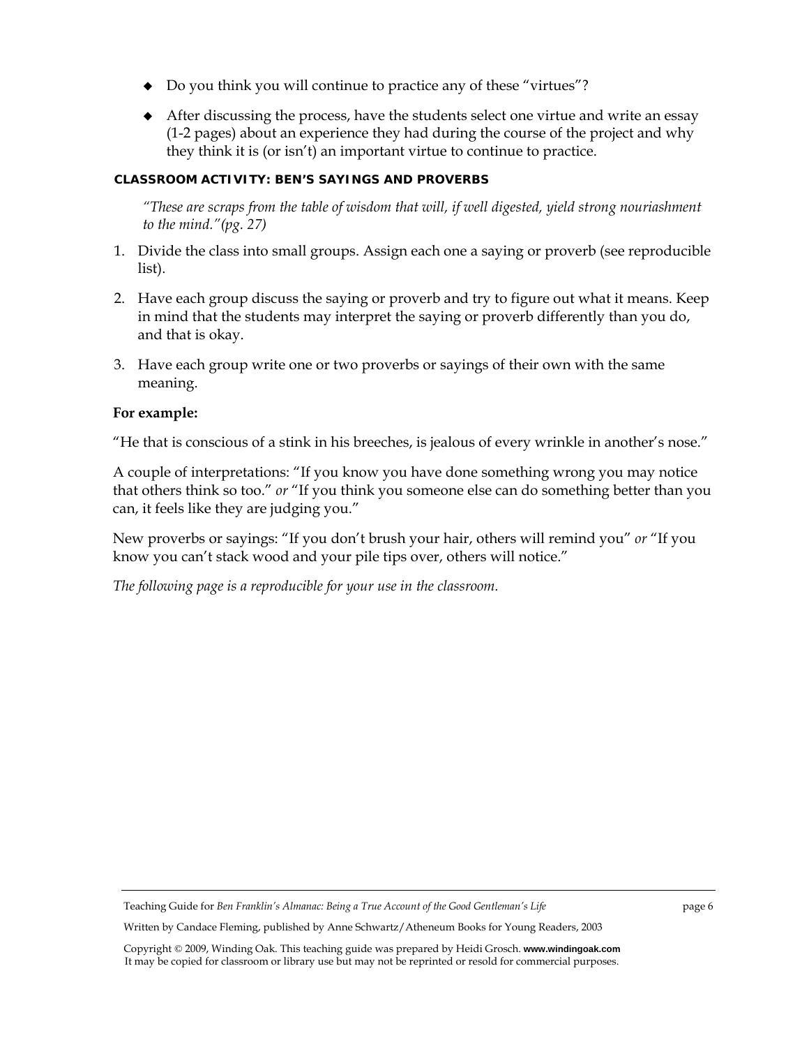- Do you think you will continue to practice any of these "virtues"?
- After discussing the process, have the students select one virtue and write an essay (1-2 pages) about an experience they had during the course of the project and why they think it is (or isn't) an important virtue to continue to practice.

### CLASSROOM ACTIVITY: BEN'S SAYINGS AND PROVERBS

*"These are scraps from the table of wisdom that will, if well digested, yield strong nouriashment to the mind."(pg. 27)*

1. Divide the class into small groups. Assign each one a saying or proverb (see reproducible list).
2. Have each group discuss the saying or proverb and try to figure out what it means. Keep in mind that the students may interpret the saying or proverb differently than you do, and that is okay.
3. Have each group write one or two proverbs or sayings of their own with the same meaning.

**For example:**

"He that is conscious of a stink in his breeches, is jealous of every wrinkle in another's nose."

A couple of interpretations: "If you know you have done something wrong you may notice that others think so too." *or* "If you think you someone else can do something better than you can, it feels like they are judging you."

New proverbs or sayings: "If you don't brush your hair, others will remind you" *or* "If you know you can't stack wood and your pile tips over, others will notice."

*The following page is a reproducible for your use in the classroom.*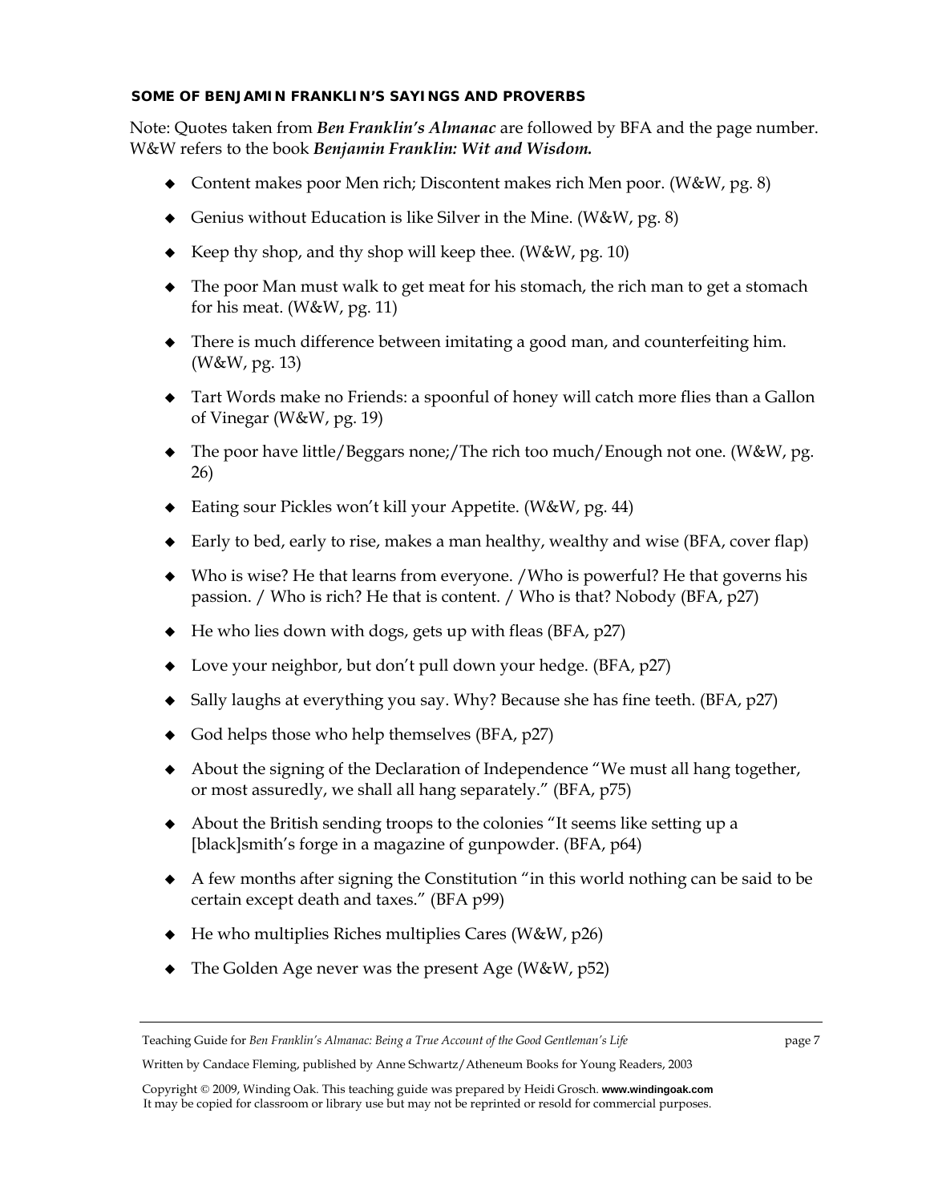**SOME OF BENJAMIN FRANKLIN'S SAYINGS AND PROVERBS**

Note: Quotes taken from ***Ben Franklin's Almanac*** are followed by BFA and the page number. W&W refers to the book ***Benjamin Franklin: Wit and Wisdom.***

- Content makes poor Men rich; Discontent makes rich Men poor. (W&W, pg. 8)
- Genius without Education is like Silver in the Mine. (W&W, pg. 8)
- Keep thy shop, and thy shop will keep thee. (W&W, pg. 10)
- The poor Man must walk to get meat for his stomach, the rich man to get a stomach for his meat. (W&W, pg. 11)
- There is much difference between imitating a good man, and counterfeiting him. (W&W, pg. 13)
- Tart Words make no Friends: a spoonful of honey will catch more flies than a Gallon of Vinegar (W&W, pg. 19)
- The poor have little/Beggars none;/The rich too much/Enough not one. (W&W, pg. 26)
- Eating sour Pickles won't kill your Appetite. (W&W, pg. 44)
- Early to bed, early to rise, makes a man healthy, wealthy and wise (BFA, cover flap)
- Who is wise? He that learns from everyone. /Who is powerful? He that governs his passion. / Who is rich? He that is content. / Who is that? Nobody (BFA, p27)
- He who lies down with dogs, gets up with fleas (BFA, p27)
- Love your neighbor, but don't pull down your hedge. (BFA, p27)
- Sally laughs at everything you say. Why? Because she has fine teeth. (BFA, p27)
- God helps those who help themselves (BFA, p27)
- About the signing of the Declaration of Independence "We must all hang together, or most assuredly, we shall all hang separately." (BFA, p75)
- About the British sending troops to the colonies "It seems like setting up a [black]smith's forge in a magazine of gunpowder. (BFA, p64)
- A few months after signing the Constitution "in this world nothing can be said to be certain except death and taxes." (BFA p99)
- He who multiplies Riches multiplies Cares (W&W, p26)
- The Golden Age never was the present Age (W&W, p52)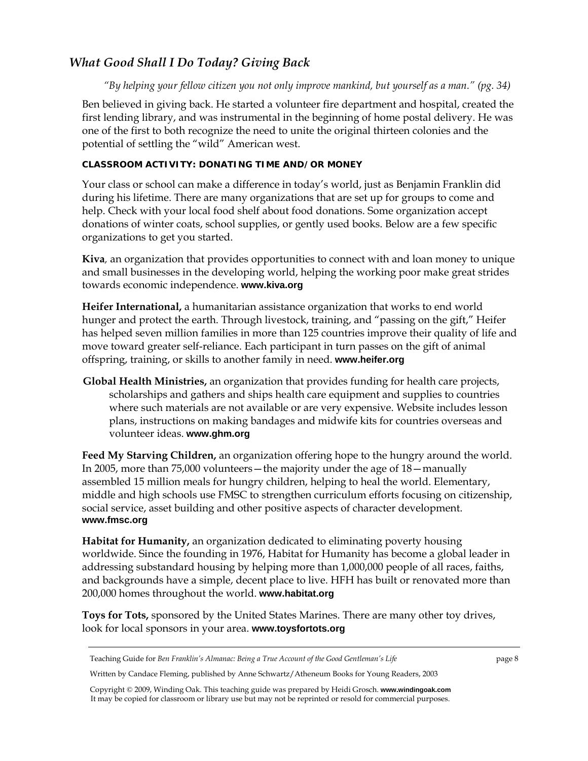## *What Good Shall I Do Today? Giving Back*

*"By helping your fellow citizen you not only improve mankind, but yourself as a man." (pg. 34)*

Ben believed in giving back. He started a volunteer fire department and hospital, created the first lending library, and was instrumental in the beginning of home postal delivery. He was one of the first to both recognize the need to unite the original thirteen colonies and the potential of settling the "wild" American west.

**CLASSROOM ACTIVITY: DONATING TIME AND/OR MONEY**

Your class or school can make a difference in today's world, just as Benjamin Franklin did during his lifetime. There are many organizations that are set up for groups to come and help. Check with your local food shelf about food donations. Some organization accept donations of winter coats, school supplies, or gently used books. Below are a few specific organizations to get you started.

**Kiva**, an organization that provides opportunities to connect with and loan money to unique and small businesses in the developing world, helping the working poor make great strides towards economic independence. **www.kiva.org**

**Heifer International,** a humanitarian assistance organization that works to end world hunger and protect the earth. Through livestock, training, and "passing on the gift," Heifer has helped seven million families in more than 125 countries improve their quality of life and move toward greater self-reliance. Each participant in turn passes on the gift of animal offspring, training, or skills to another family in need. **www.heifer.org**

**Global Health Ministries,** an organization that provides funding for health care projects, scholarships and gathers and ships health care equipment and supplies to countries where such materials are not available or are very expensive. Website includes lesson plans, instructions on making bandages and midwife kits for countries overseas and volunteer ideas. **www.ghm.org**

**Feed My Starving Children,** an organization offering hope to the hungry around the world. In 2005, more than 75,000 volunteers—the majority under the age of 18—manually assembled 15 million meals for hungry children, helping to heal the world. Elementary, middle and high schools use FMSC to strengthen curriculum efforts focusing on citizenship, social service, asset building and other positive aspects of character development. **www.fmsc.org**

**Habitat for Humanity,** an organization dedicated to eliminating poverty housing worldwide. Since the founding in 1976, Habitat for Humanity has become a global leader in addressing substandard housing by helping more than 1,000,000 people of all races, faiths, and backgrounds have a simple, decent place to live. HFH has built or renovated more than 200,000 homes throughout the world. **www.habitat.org**

**Toys for Tots,** sponsored by the United States Marines. There are many other toy drives, look for local sponsors in your area. **www.toysfortots.org**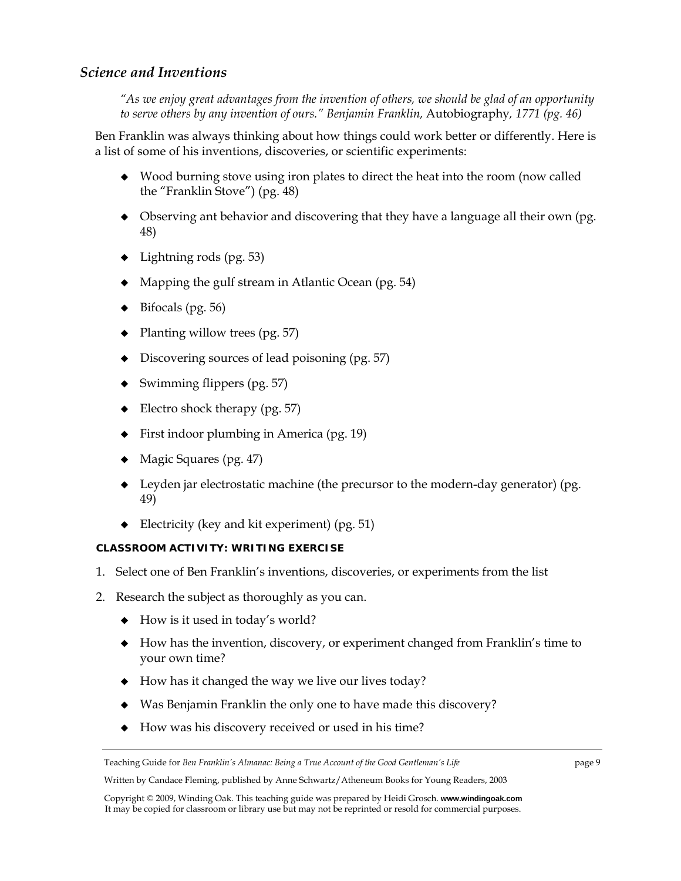## *Science and Inventions*

> *"As we enjoy great advantages from the invention of others, we should be glad of an opportunity to serve others by any invention of ours." Benjamin Franklin,* Autobiography*, 1771 (pg. 46)*

Ben Franklin was always thinking about how things could work better or differently. Here is a list of some of his inventions, discoveries, or scientific experiments:

- Wood burning stove using iron plates to direct the heat into the room (now called the "Franklin Stove") (pg. 48)
- Observing ant behavior and discovering that they have a language all their own (pg. 48)
- Lightning rods (pg. 53)
- Mapping the gulf stream in Atlantic Ocean (pg. 54)
- Bifocals (pg. 56)
- Planting willow trees (pg. 57)
- Discovering sources of lead poisoning (pg. 57)
- Swimming flippers (pg. 57)
- Electro shock therapy (pg. 57)
- First indoor plumbing in America (pg. 19)
- Magic Squares (pg. 47)
- Leyden jar electrostatic machine (the precursor to the modern-day generator) (pg. 49)
- Electricity (key and kit experiment) (pg. 51)

**CLASSROOM ACTIVITY: WRITING EXERCISE**

1. Select one of Ben Franklin's inventions, discoveries, or experiments from the list
2. Research the subject as thoroughly as you can.
   - How is it used in today's world?
   - How has the invention, discovery, or experiment changed from Franklin's time to your own time?
   - How has it changed the way we live our lives today?
   - Was Benjamin Franklin the only one to have made this discovery?
   - How was his discovery received or used in his time?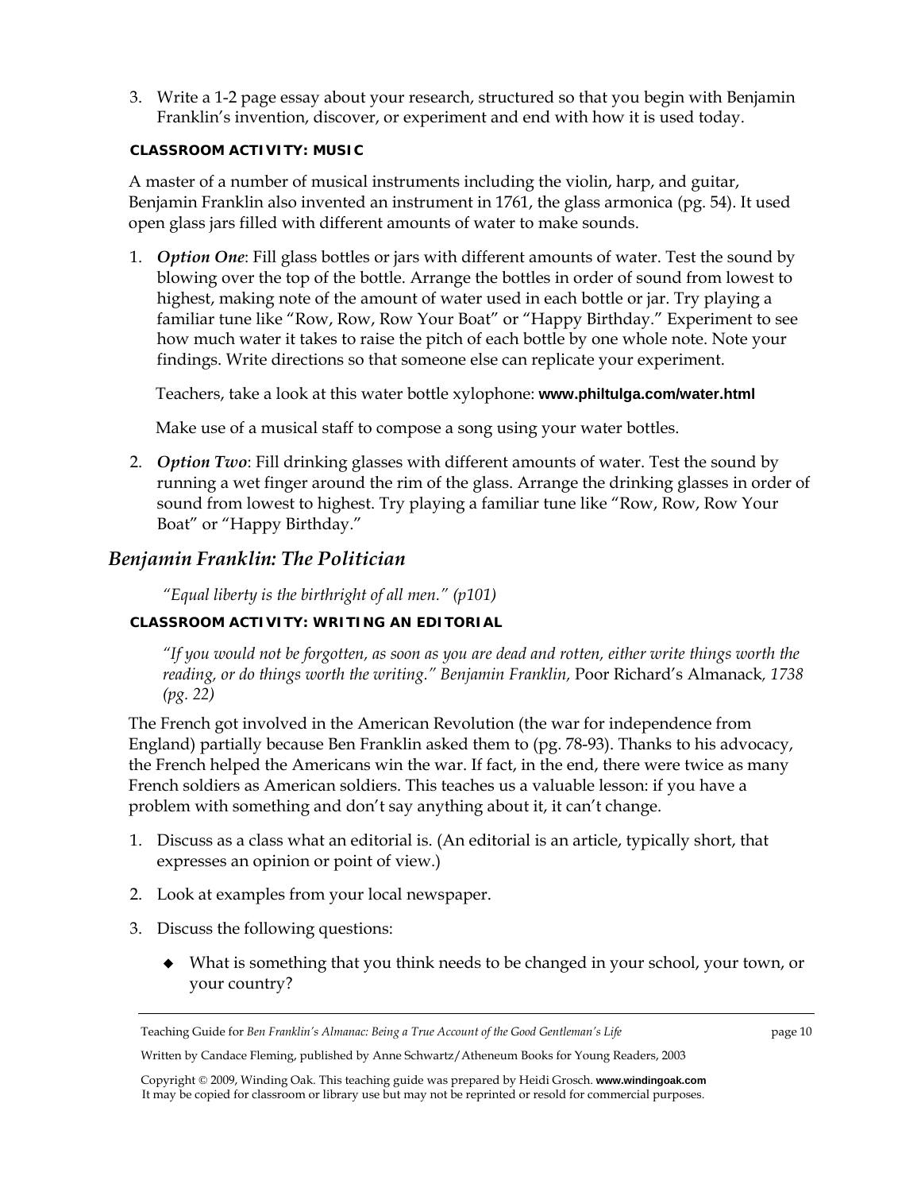3. Write a 1-2 page essay about your research, structured so that you begin with Benjamin Franklin's invention, discover, or experiment and end with how it is used today.

**CLASSROOM ACTIVITY: MUSIC**

A master of a number of musical instruments including the violin, harp, and guitar, Benjamin Franklin also invented an instrument in 1761, the glass armonica (pg. 54). It used open glass jars filled with different amounts of water to make sounds.

1. ***Option One***: Fill glass bottles or jars with different amounts of water. Test the sound by blowing over the top of the bottle. Arrange the bottles in order of sound from lowest to highest, making note of the amount of water used in each bottle or jar. Try playing a familiar tune like "Row, Row, Row Your Boat" or "Happy Birthday." Experiment to see how much water it takes to raise the pitch of each bottle by one whole note. Note your findings. Write directions so that someone else can replicate your experiment.

   Teachers, take a look at this water bottle xylophone: **www.philtulga.com/water.html**

   Make use of a musical staff to compose a song using your water bottles.

2. ***Option Two***: Fill drinking glasses with different amounts of water. Test the sound by running a wet finger around the rim of the glass. Arrange the drinking glasses in order of sound from lowest to highest. Try playing a familiar tune like "Row, Row, Row Your Boat" or "Happy Birthday."

## *Benjamin Franklin: The Politician*

*"Equal liberty is the birthright of all men." (p101)*

**CLASSROOM ACTIVITY: WRITING AN EDITORIAL**

*"If you would not be forgotten, as soon as you are dead and rotten, either write things worth the reading, or do things worth the writing." Benjamin Franklin,* Poor Richard's Almanack*, 1738 (pg. 22)*

The French got involved in the American Revolution (the war for independence from England) partially because Ben Franklin asked them to (pg. 78-93). Thanks to his advocacy, the French helped the Americans win the war. If fact, in the end, there were twice as many French soldiers as American soldiers. This teaches us a valuable lesson: if you have a problem with something and don't say anything about it, it can't change.

1. Discuss as a class what an editorial is. (An editorial is an article, typically short, that expresses an opinion or point of view.)
2. Look at examples from your local newspaper.
3. Discuss the following questions:
   - What is something that you think needs to be changed in your school, your town, or your country?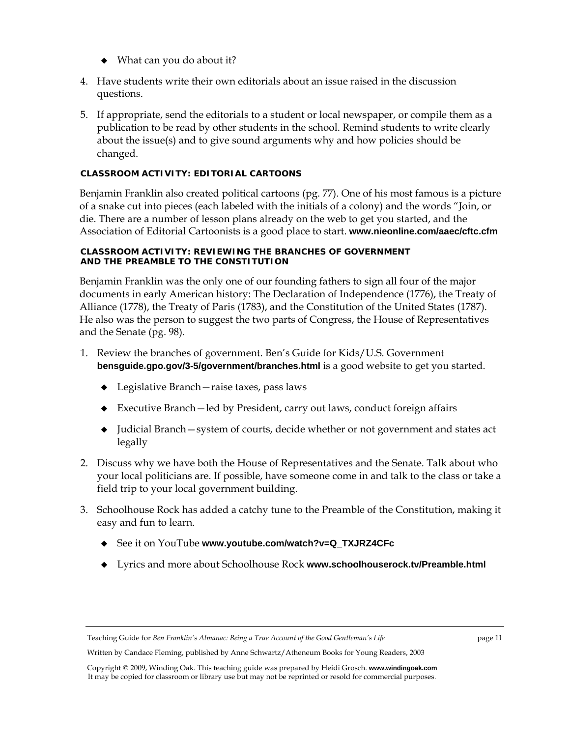- What can you do about it?

4. Have students write their own editorials about an issue raised in the discussion questions.

5. If appropriate, send the editorials to a student or local newspaper, or compile them as a publication to be read by other students in the school. Remind students to write clearly about the issue(s) and to give sound arguments why and how policies should be changed.

#### CLASSROOM ACTIVITY: EDITORIAL CARTOONS

Benjamin Franklin also created political cartoons (pg. 77). One of his most famous is a picture of a snake cut into pieces (each labeled with the initials of a colony) and the words "Join, or die. There are a number of lesson plans already on the web to get you started, and the Association of Editorial Cartoonists is a good place to start. **www.nieonline.com/aaec/cftc.cfm**

#### CLASSROOM ACTIVITY: REVIEWING THE BRANCHES OF GOVERNMENT AND THE PREAMBLE TO THE CONSTITUTION

Benjamin Franklin was the only one of our founding fathers to sign all four of the major documents in early American history: The Declaration of Independence (1776), the Treaty of Alliance (1778), the Treaty of Paris (1783), and the Constitution of the United States (1787). He also was the person to suggest the two parts of Congress, the House of Representatives and the Senate (pg. 98).

1. Review the branches of government. Ben's Guide for Kids/U.S. Government **bensguide.gpo.gov/3-5/government/branches.html** is a good website to get you started.
   - Legislative Branch—raise taxes, pass laws
   - Executive Branch—led by President, carry out laws, conduct foreign affairs
   - Judicial Branch—system of courts, decide whether or not government and states act legally

2. Discuss why we have both the House of Representatives and the Senate. Talk about who your local politicians are. If possible, have someone come in and talk to the class or take a field trip to your local government building.

3. Schoolhouse Rock has added a catchy tune to the Preamble of the Constitution, making it easy and fun to learn.
   - See it on YouTube **www.youtube.com/watch?v=Q_TXJRZ4CFc**
   - Lyrics and more about Schoolhouse Rock **www.schoolhouserock.tv/Preamble.html**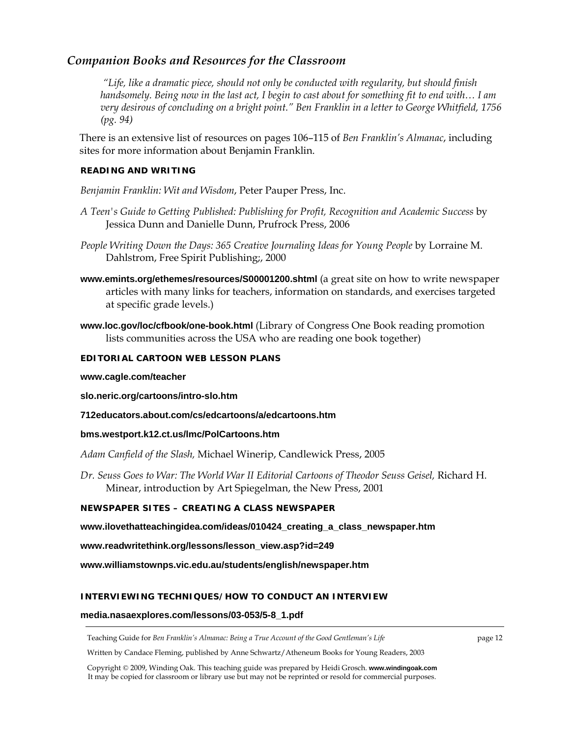## *Companion Books and Resources for the Classroom*

> *"Life, like a dramatic piece, should not only be conducted with regularity, but should finish handsomely. Being now in the last act, I begin to cast about for something fit to end with… I am very desirous of concluding on a bright point." Ben Franklin in a letter to George Whitfield, 1756 (pg. 94)*

There is an extensive list of resources on pages 106–115 of *Ben Franklin's Almanac*, including sites for more information about Benjamin Franklin.

#### READING AND WRITING

*Benjamin Franklin: Wit and Wisdom*, Peter Pauper Press, Inc.

*A Teen's Guide to Getting Published: Publishing for Profit, Recognition and Academic Success* by Jessica Dunn and Danielle Dunn, Prufrock Press, 2006

*People Writing Down the Days: 365 Creative Journaling Ideas for Young People* by Lorraine M. Dahlstrom, Free Spirit Publishing;, 2000

**www.emints.org/ethemes/resources/S00001200.shtml** (a great site on how to write newspaper articles with many links for teachers, information on standards, and exercises targeted at specific grade levels.)

**www.loc.gov/loc/cfbook/one-book.html** (Library of Congress One Book reading promotion lists communities across the USA who are reading one book together)

#### EDITORIAL CARTOON WEB LESSON PLANS

**www.cagle.com/teacher**

**slo.neric.org/cartoons/intro-slo.htm**

**712educators.about.com/cs/edcartoons/a/edcartoons.htm**

**bms.westport.k12.ct.us/lmc/PolCartoons.htm**

*Adam Canfield of the Slash,* Michael Winerip, Candlewick Press, 2005

*Dr. Seuss Goes to War: The World War II Editorial Cartoons of Theodor Seuss Geisel,* Richard H. Minear, introduction by Art Spiegelman, the New Press, 2001

#### NEWSPAPER SITES – CREATING A CLASS NEWSPAPER

**www.ilovethatteachingidea.com/ideas/010424_creating_a_class_newspaper.htm**

**www.readwritethink.org/lessons/lesson_view.asp?id=249**

**www.williamstownps.vic.edu.au/students/english/newspaper.htm**

#### INTERVIEWING TECHNIQUES/HOW TO CONDUCT AN INTERVIEW

**media.nasaexplores.com/lessons/03-053/5-8_1.pdf**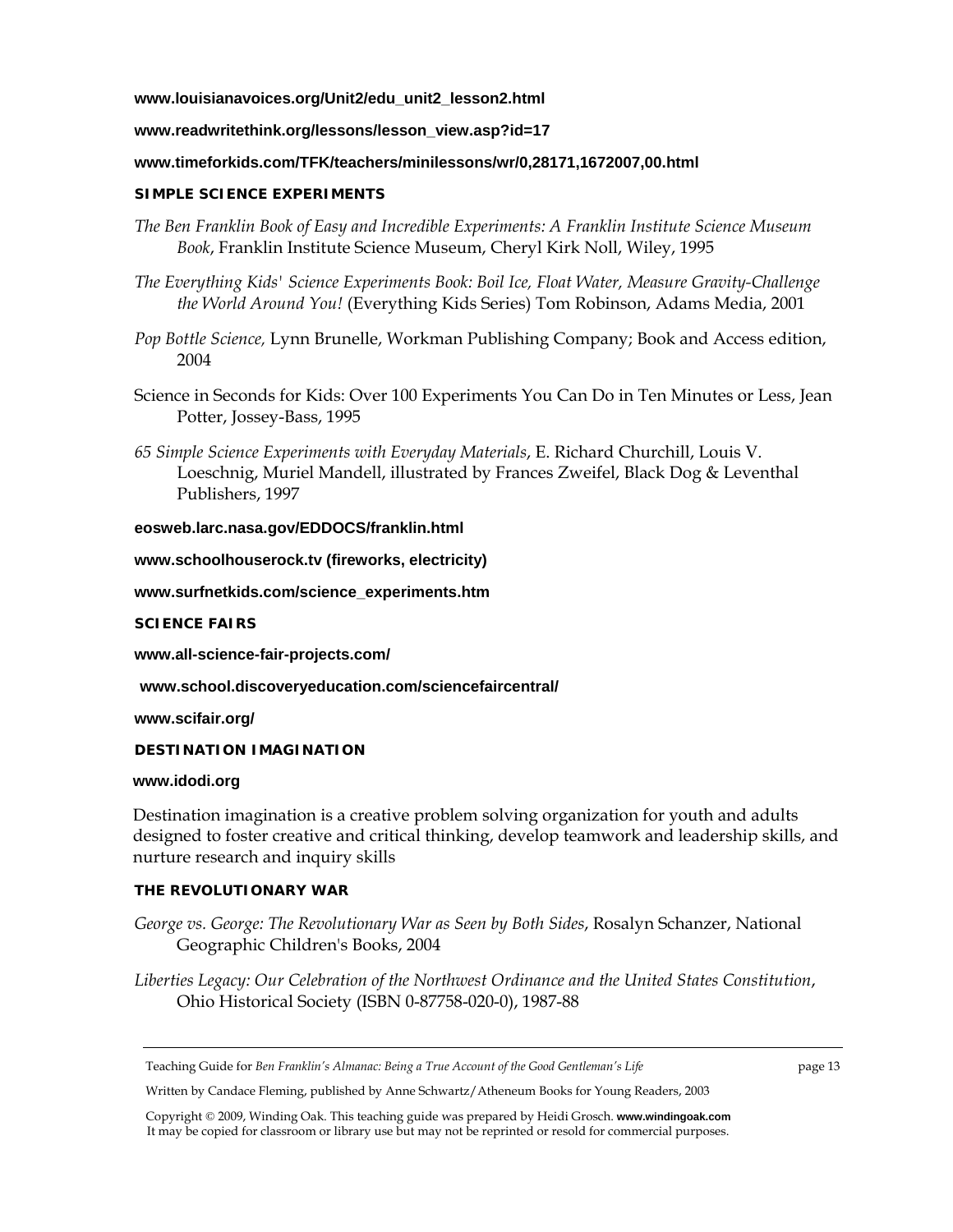**www.louisianavoices.org/Unit2/edu_unit2_lesson2.html**

**www.readwritethink.org/lessons/lesson_view.asp?id=17**

**www.timeforkids.com/TFK/teachers/minilessons/wr/0,28171,1672007,00.html**

### SIMPLE SCIENCE EXPERIMENTS

*The Ben Franklin Book of Easy and Incredible Experiments: A Franklin Institute Science Museum Book*, Franklin Institute Science Museum, Cheryl Kirk Noll, Wiley, 1995

*The Everything Kids' Science Experiments Book: Boil Ice, Float Water, Measure Gravity-Challenge the World Around You!* (Everything Kids Series) Tom Robinson, Adams Media, 2001

*Pop Bottle Science,* Lynn Brunelle, Workman Publishing Company; Book and Access edition, 2004

Science in Seconds for Kids: Over 100 Experiments You Can Do in Ten Minutes or Less, Jean Potter, Jossey-Bass, 1995

*65 Simple Science Experiments with Everyday Materials*, E. Richard Churchill, Louis V. Loeschnig, Muriel Mandell, illustrated by Frances Zweifel, Black Dog & Leventhal Publishers, 1997

**eosweb.larc.nasa.gov/EDDOCS/franklin.html**

**www.schoolhouserock.tv (fireworks, electricity)**

**www.surfnetkids.com/science_experiments.htm**

### SCIENCE FAIRS

**www.all-science-fair-projects.com/**

**www.school.discoveryeducation.com/sciencefaircentral/**

**www.scifair.org/**

### DESTINATION IMAGINATION

**www.idodi.org**

Destination imagination is a creative problem solving organization for youth and adults designed to foster creative and critical thinking, develop teamwork and leadership skills, and nurture research and inquiry skills

### THE REVOLUTIONARY WAR

*George vs. George: The Revolutionary War as Seen by Both Sides*, Rosalyn Schanzer, National Geographic Children's Books, 2004

*Liberties Legacy: Our Celebration of the Northwest Ordinance and the United States Constitution*, Ohio Historical Society (ISBN 0-87758-020-0), 1987-88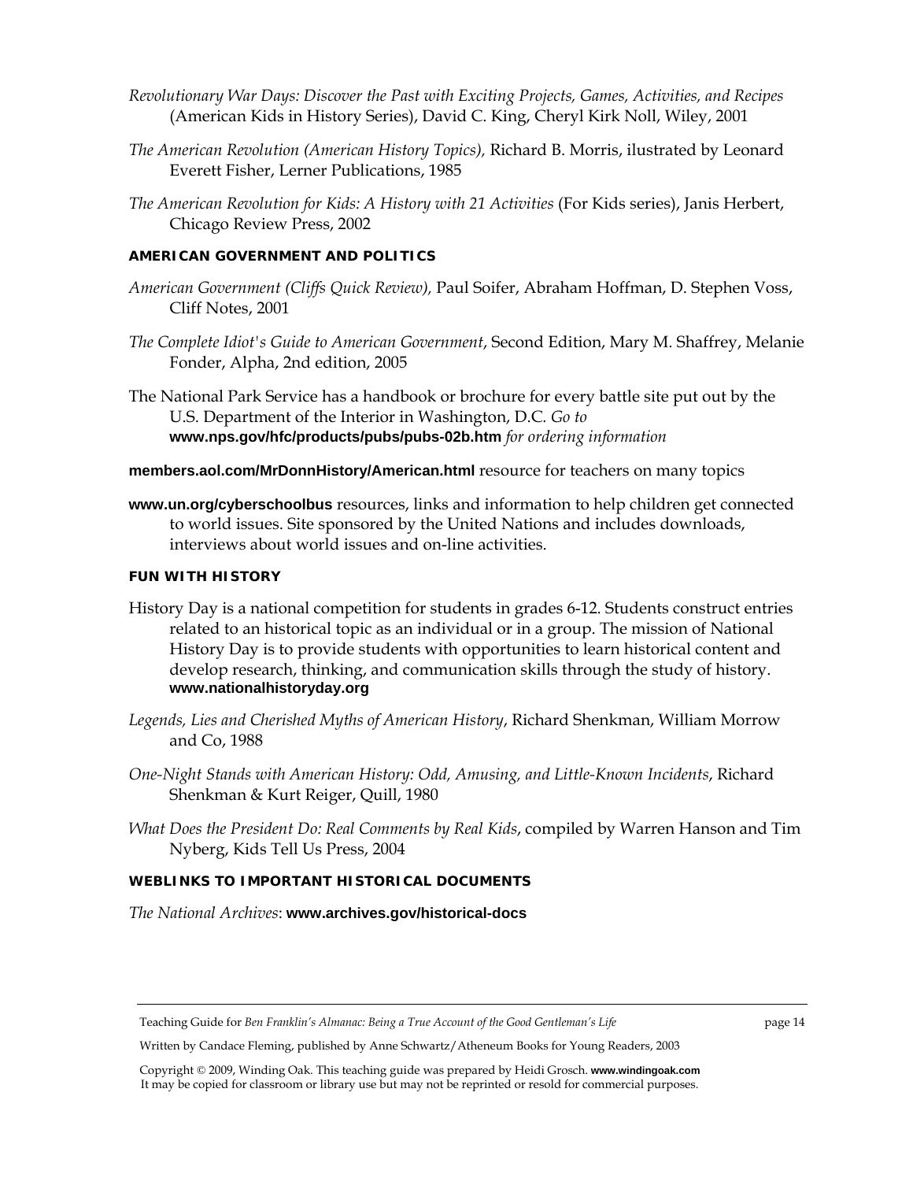*Revolutionary War Days: Discover the Past with Exciting Projects, Games, Activities, and Recipes* (American Kids in History Series), David C. King, Cheryl Kirk Noll, Wiley, 2001

*The American Revolution (American History Topics),* Richard B. Morris, ilustrated by Leonard Everett Fisher, Lerner Publications, 1985

*The American Revolution for Kids: A History with 21 Activities* (For Kids series), Janis Herbert, Chicago Review Press, 2002

### AMERICAN GOVERNMENT AND POLITICS

*American Government (Cliffs Quick Review),* Paul Soifer, Abraham Hoffman, D. Stephen Voss, Cliff Notes, 2001

*The Complete Idiot's Guide to American Government*, Second Edition, Mary M. Shaffrey, Melanie Fonder, Alpha, 2nd edition, 2005

The National Park Service has a handbook or brochure for every battle site put out by the U.S. Department of the Interior in Washington, D.C. *Go to* **www.nps.gov/hfc/products/pubs/pubs-02b.htm** *for ordering information*

**members.aol.com/MrDonnHistory/American.html** resource for teachers on many topics

**www.un.org/cyberschoolbus** resources, links and information to help children get connected to world issues. Site sponsored by the United Nations and includes downloads, interviews about world issues and on-line activities.

### FUN WITH HISTORY

History Day is a national competition for students in grades 6-12. Students construct entries related to an historical topic as an individual or in a group. The mission of National History Day is to provide students with opportunities to learn historical content and develop research, thinking, and communication skills through the study of history. **www.nationalhistoryday.org**

*Legends, Lies and Cherished Myths of American History*, Richard Shenkman, William Morrow and Co, 1988

*One-Night Stands with American History: Odd, Amusing, and Little-Known Incidents*, Richard Shenkman & Kurt Reiger, Quill, 1980

*What Does the President Do: Real Comments by Real Kids*, compiled by Warren Hanson and Tim Nyberg, Kids Tell Us Press, 2004

### WEBLINKS TO IMPORTANT HISTORICAL DOCUMENTS

*The National Archives*: **www.archives.gov/historical-docs**